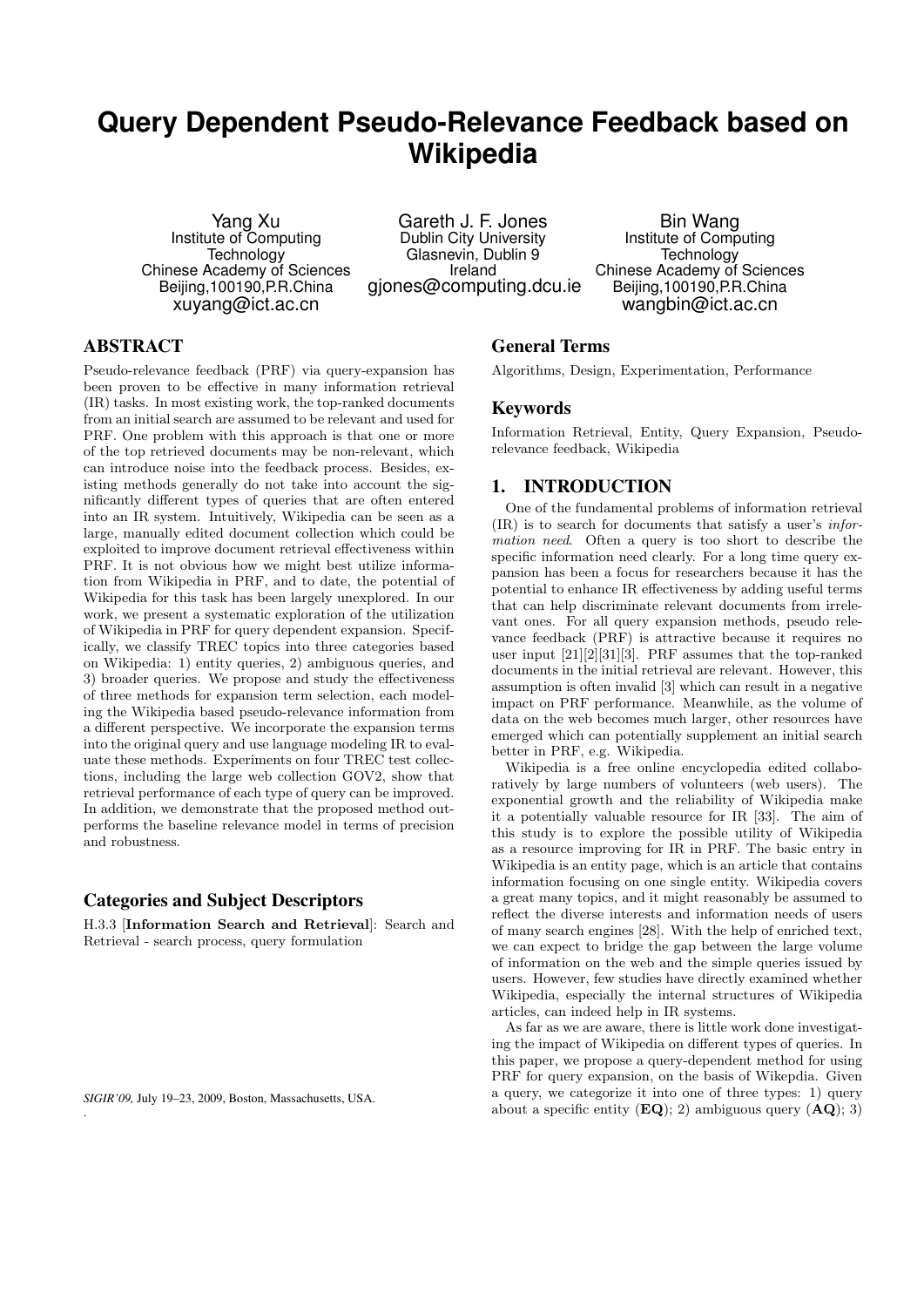# Query Dependent Pseudo-Relevance Feedback based on Wikipedia

Yang Xu
Institute of Computing Technology
Chinese Academy of Sciences
Beijing,100190,P.R.China
xuyang@ict.ac.cn

Gareth J. F. Jones
Dublin City University
Glasnevin, Dublin 9
Ireland
gjones@computing.dcu.ie

Bin Wang
Institute of Computing Technology
Chinese Academy of Sciences
Beijing,100190,P.R.China
wangbin@ict.ac.cn

## ABSTRACT

Pseudo-relevance feedback (PRF) via query-expansion has been proven to be effective in many information retrieval (IR) tasks. In most existing work, the top-ranked documents from an initial search are assumed to be relevant and used for PRF. One problem with this approach is that one or more of the top retrieved documents may be non-relevant, which can introduce noise into the feedback process. Besides, existing methods generally do not take into account the significantly different types of queries that are often entered into an IR system. Intuitively, Wikipedia can be seen as a large, manually edited document collection which could be exploited to improve document retrieval effectiveness within PRF. It is not obvious how we might best utilize information from Wikipedia in PRF, and to date, the potential of Wikipedia for this task has been largely unexplored. In our work, we present a systematic exploration of the utilization of Wikipedia in PRF for query dependent expansion. Specifically, we classify TREC topics into three categories based on Wikipedia: 1) entity queries, 2) ambiguous queries, and 3) broader queries. We propose and study the effectiveness of three methods for expansion term selection, each modeling the Wikipedia based pseudo-relevance information from a different perspective. We incorporate the expansion terms into the original query and use language modeling IR to evaluate these methods. Experiments on four TREC test collections, including the large web collection GOV2, show that retrieval performance of each type of query can be improved. In addition, we demonstrate that the proposed method outperforms the baseline relevance model in terms of precision and robustness.

### Categories and Subject Descriptors

H.3.3 [**Information Search and Retrieval**]: Search and Retrieval - search process, query formulation

*SIGIR'09,* July 19–23, 2009, Boston, Massachusetts, USA.

### General Terms

Algorithms, Design, Experimentation, Performance

### Keywords

Information Retrieval, Entity, Query Expansion, Pseudo-relevance feedback, Wikipedia

## 1. INTRODUCTION

One of the fundamental problems of information retrieval (IR) is to search for documents that satisfy a user's *information need*. Often a query is too short to describe the specific information need clearly. For a long time query expansion has been a focus for researchers because it has the potential to enhance IR effectiveness by adding useful terms that can help discriminate relevant documents from irrelevant ones. For all query expansion methods, pseudo relevance feedback (PRF) is attractive because it requires no user input [21][2][31][3]. PRF assumes that the top-ranked documents in the initial retrieval are relevant. However, this assumption is often invalid [3] which can result in a negative impact on PRF performance. Meanwhile, as the volume of data on the web becomes much larger, other resources have emerged which can potentially supplement an initial search better in PRF, e.g. Wikipedia.

Wikipedia is a free online encyclopedia edited collaboratively by large numbers of volunteers (web users). The exponential growth and the reliability of Wikipedia make it a potentially valuable resource for IR [33]. The aim of this study is to explore the possible utility of Wikipedia as a resource improving for IR in PRF. The basic entry in Wikipedia is an entity page, which is an article that contains information focusing on one single entity. Wikipedia covers a great many topics, and it might reasonably be assumed to reflect the diverse interests and information needs of users of many search engines [28]. With the help of enriched text, we can expect to bridge the gap between the large volume of information on the web and the simple queries issued by users. However, few studies have directly examined whether Wikipedia, especially the internal structures of Wikipedia articles, can indeed help in IR systems.

As far as we are aware, there is little work done investigating the impact of Wikipedia on different types of queries. In this paper, we propose a query-dependent method for using PRF for query expansion, on the basis of Wikepdia. Given a query, we categorize it into one of three types: 1) query about a specific entity (**EQ**); 2) ambiguous query (**AQ**); 3)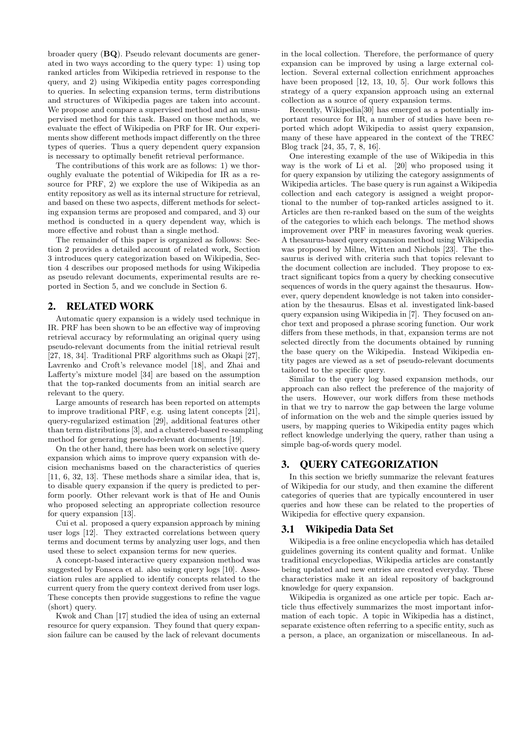broader query (**BQ**). Pseudo relevant documents are generated in two ways according to the query type: 1) using top ranked articles from Wikipedia retrieved in response to the query, and 2) using Wikipedia entity pages corresponding to queries. In selecting expansion terms, term distributions and structures of Wikipedia pages are taken into account. We propose and compare a supervised method and an unsupervised method for this task. Based on these methods, we evaluate the effect of Wikipedia on PRF for IR. Our experiments show different methods impact differently on the three types of queries. Thus a query dependent query expansion is necessary to optimally benefit retrieval performance.

The contributions of this work are as follows: 1) we thoroughly evaluate the potential of Wikipedia for IR as a resource for PRF, 2) we explore the use of Wikipedia as an entity repository as well as its internal structure for retrieval, and based on these two aspects, different methods for selecting expansion terms are proposed and compared, and 3) our method is conducted in a query dependent way, which is more effective and robust than a single method.

The remainder of this paper is organized as follows: Section 2 provides a detailed account of related work, Section 3 introduces query categorization based on Wikipedia, Section 4 describes our proposed methods for using Wikipedia as pseudo relevant documents, experimental results are reported in Section 5, and we conclude in Section 6.

## 2. RELATED WORK

Automatic query expansion is a widely used technique in IR. PRF has been shown to be an effective way of improving retrieval accuracy by reformulating an original query using pseudo-relevant documents from the initial retrieval result [27, 18, 34]. Traditional PRF algorithms such as Okapi [27], Lavrenko and Croft's relevance model [18], and Zhai and Lafferty's mixture model [34] are based on the assumption that the top-ranked documents from an initial search are relevant to the query.

Large amounts of research has been reported on attempts to improve traditional PRF, e.g. using latent concepts [21], query-regularized estimation [29], additional features other than term distributions [3], and a clustered-based re-sampling method for generating pseudo-relevant documents [19].

On the other hand, there has been work on selective query expansion which aims to improve query expansion with decision mechanisms based on the characteristics of queries [11, 6, 32, 13]. These methods share a similar idea, that is, to disable query expansion if the query is predicted to perform poorly. Other relevant work is that of He and Ounis who proposed selecting an appropriate collection resource for query expansion [13].

Cui et al. proposed a query expansion approach by mining user logs [12]. They extracted correlations between query terms and document terms by analyzing user logs, and then used these to select expansion terms for new queries.

A concept-based interactive query expansion method was suggested by Fonseca et al. also using query logs [10]. Association rules are applied to identify concepts related to the current query from the query context derived from user logs. These concepts then provide suggestions to refine the vague (short) query.

Kwok and Chan [17] studied the idea of using an external resource for query expansion. They found that query expansion failure can be caused by the lack of relevant documents in the local collection. Therefore, the performance of query expansion can be improved by using a large external collection. Several external collection enrichment approaches have been proposed [12, 13, 10, 5]. Our work follows this strategy of a query expansion approach using an external collection as a source of query expansion terms.

Recently, Wikipedia[30] has emerged as a potentially important resource for IR, a number of studies have been reported which adopt Wikipedia to assist query expansion, many of these have appeared in the context of the TREC Blog track [24, 35, 7, 8, 16].

One interesting example of the use of Wikipedia in this way is the work of Li et al. [20] who proposed using it for query expansion by utilizing the category assignments of Wikipedia articles. The base query is run against a Wikipedia collection and each category is assigned a weight proportional to the number of top-ranked articles assigned to it. Articles are then re-ranked based on the sum of the weights of the categories to which each belongs. The method shows improvement over PRF in measures favoring weak queries. A thesaurus-based query expansion method using Wikipedia was proposed by Milne, Witten and Nichols [23]. The thesaurus is derived with criteria such that topics relevant to the document collection are included. They propose to extract significant topics from a query by checking consecutive sequences of words in the query against the thesaurus. However, query dependent knowledge is not taken into consideration by the thesaurus. Elsas et al. investigated link-based query expansion using Wikipedia in [7]. They focused on anchor text and proposed a phrase scoring function. Our work differs from these methods, in that, expansion terms are not selected directly from the documents obtained by running the base query on the Wikipedia. Instead Wikipedia entity pages are viewed as a set of pseudo-relevant documents tailored to the specific query.

Similar to the query log based expansion methods, our approach can also reflect the preference of the majority of the users. However, our work differs from these methods in that we try to narrow the gap between the large volume of information on the web and the simple queries issued by users, by mapping queries to Wikipedia entity pages which reflect knowledge underlying the query, rather than using a simple bag-of-words query model.

## 3. QUERY CATEGORIZATION

In this section we briefly summarize the relevant features of Wikipedia for our study, and then examine the different categories of queries that are typically encountered in user queries and how these can be related to the properties of Wikipedia for effective query expansion.

### 3.1 Wikipedia Data Set

Wikipedia is a free online encyclopedia which has detailed guidelines governing its content quality and format. Unlike traditional encyclopedias, Wikipedia articles are constantly being updated and new entries are created everyday. These characteristics make it an ideal repository of background knowledge for query expansion.

Wikipedia is organized as one article per topic. Each article thus effectively summarizes the most important information of each topic. A topic in Wikipedia has a distinct, separate existence often referring to a specific entity, such as a person, a place, an organization or miscellaneous. In ad-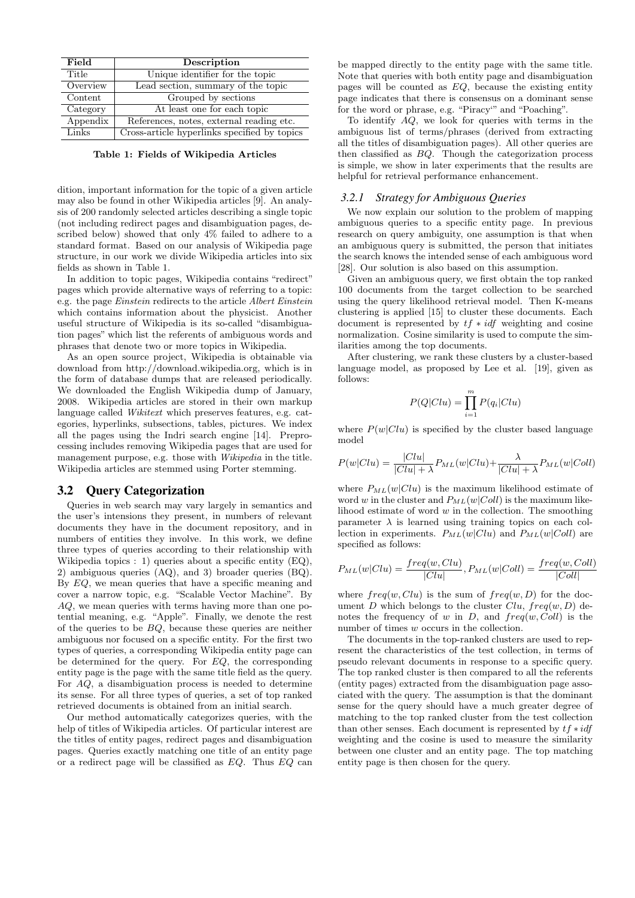| Field | Description |
| --- | --- |
| Title | Unique identifier for the topic |
| Overview | Lead section, summary of the topic |
| Content | Grouped by sections |
| Category | At least one for each topic |
| Appendix | References, notes, external reading etc. |
| Links | Cross-article hyperlinks specified by topics |

**Table 1: Fields of Wikipedia Articles**

dition, important information for the topic of a given article may also be found in other Wikipedia articles [9]. An analysis of 200 randomly selected articles describing a single topic (not including redirect pages and disambiguation pages, described below) showed that only 4% failed to adhere to a standard format. Based on our analysis of Wikipedia page structure, in our work we divide Wikipedia articles into six fields as shown in Table 1.

In addition to topic pages, Wikipedia contains "redirect" pages which provide alternative ways of referring to a topic: e.g. the page *Einstein* redirects to the article *Albert Einstein* which contains information about the physicist. Another useful structure of Wikipedia is its so-called "disambiguation pages" which list the referents of ambiguous words and phrases that denote two or more topics in Wikipedia.

As an open source project, Wikipedia is obtainable via download from http://download.wikipedia.org, which is in the form of database dumps that are released periodically. We downloaded the English Wikipedia dump of January, 2008. Wikipedia articles are stored in their own markup language called *Wikitext* which preserves features, e.g. categories, hyperlinks, subsections, tables, pictures. We index all the pages using the Indri search engine [14]. Preprocessing includes removing Wikipedia pages that are used for management purpose, e.g. those with *Wikipedia* in the title. Wikipedia articles are stemmed using Porter stemming.

## 3.2 Query Categorization

Queries in web search may vary largely in semantics and the user's intensions they present, in numbers of relevant documents they have in the document repository, and in numbers of entities they involve. In this work, we define three types of queries according to their relationship with Wikipedia topics : 1) queries about a specific entity (EQ), 2) ambiguous queries (AQ), and 3) broader queries (BQ). By *EQ*, we mean queries that have a specific meaning and cover a narrow topic, e.g. "Scalable Vector Machine". By *AQ*, we mean queries with terms having more than one potential meaning, e.g. "Apple". Finally, we denote the rest of the queries to be *BQ*, because these queries are neither ambiguous nor focused on a specific entity. For the first two types of queries, a corresponding Wikipedia entity page can be determined for the query. For *EQ*, the corresponding entity page is the page with the same title field as the query. For *AQ*, a disambiguation process is needed to determine its sense. For all three types of queries, a set of top ranked retrieved documents is obtained from an initial search.

Our method automatically categorizes queries, with the help of titles of Wikipedia articles. Of particular interest are the titles of entity pages, redirect pages and disambiguation pages. Queries exactly matching one title of an entity page or a redirect page will be classified as *EQ*. Thus *EQ* can be mapped directly to the entity page with the same title. Note that queries with both entity page and disambiguation pages will be counted as *EQ*, because the existing entity page indicates that there is consensus on a dominant sense for the word or phrase, e.g. "Piracy‘" and "Poaching".

To identify *AQ*, we look for queries with terms in the ambiguous list of terms/phrases (derived from extracting all the titles of disambiguation pages). All other queries are then classified as *BQ*. Though the categorization process is simple, we show in later experiments that the results are helpful for retrieval performance enhancement.

### 3.2.1 *Strategy for Ambiguous Queries*

We now explain our solution to the problem of mapping ambiguous queries to a specific entity page. In previous research on query ambiguity, one assumption is that when an ambiguous query is submitted, the person that initiates the search knows the intended sense of each ambiguous word [28]. Our solution is also based on this assumption.

Given an ambiguous query, we first obtain the top ranked 100 documents from the target collection to be searched using the query likelihood retrieval model. Then K-means clustering is applied [15] to cluster these documents. Each document is represented by $tf * idf$ weighting and cosine normalization. Cosine similarity is used to compute the similarities among the top documents.

After clustering, we rank these clusters by a cluster-based language model, as proposed by Lee et al. [19], given as follows:

$$P(Q|Clu) = \prod_{i=1}^{m} P(q_i|Clu)$$

where $P(w|Clu)$ is specified by the cluster based language model

$$P(w|Clu) = \frac{|Clu|}{|Clu| + \lambda} P_{ML}(w|Clu) + \frac{\lambda}{|Clu| + \lambda} P_{ML}(w|Coll)$$

where $P_{ML}(w|Clu)$ is the maximum likelihood estimate of word $w$ in the cluster and $P_{ML}(w|Coll)$ is the maximum likelihood estimate of word $w$ in the collection. The smoothing parameter $\lambda$ is learned using training topics on each collection in experiments. $P_{ML}(w|Clu)$ and $P_{ML}(w|Coll)$ are specified as follows:

$$P_{ML}(w|Clu) = \frac{freq(w, Clu)}{|Clu|}, P_{ML}(w|Coll) = \frac{freq(w, Coll)}{|Coll|}$$

where $freq(w, Clu)$ is the sum of $freq(w, D)$ for the document $D$ which belongs to the cluster $Clu$, $freq(w, D)$ denotes the frequency of $w$ in $D$, and $freq(w, Coll)$ is the number of times $w$ occurs in the collection.

The documents in the top-ranked clusters are used to represent the characteristics of the test collection, in terms of pseudo relevant documents in response to a specific query. The top ranked cluster is then compared to all the referents (entity pages) extracted from the disambiguation page associated with the query. The assumption is that the dominant sense for the query should have a much greater degree of matching to the top ranked cluster from the test collection than other senses. Each document is represented by $tf * idf$ weighting and the cosine is used to measure the similarity between one cluster and an entity page. The top matching entity page is then chosen for the query.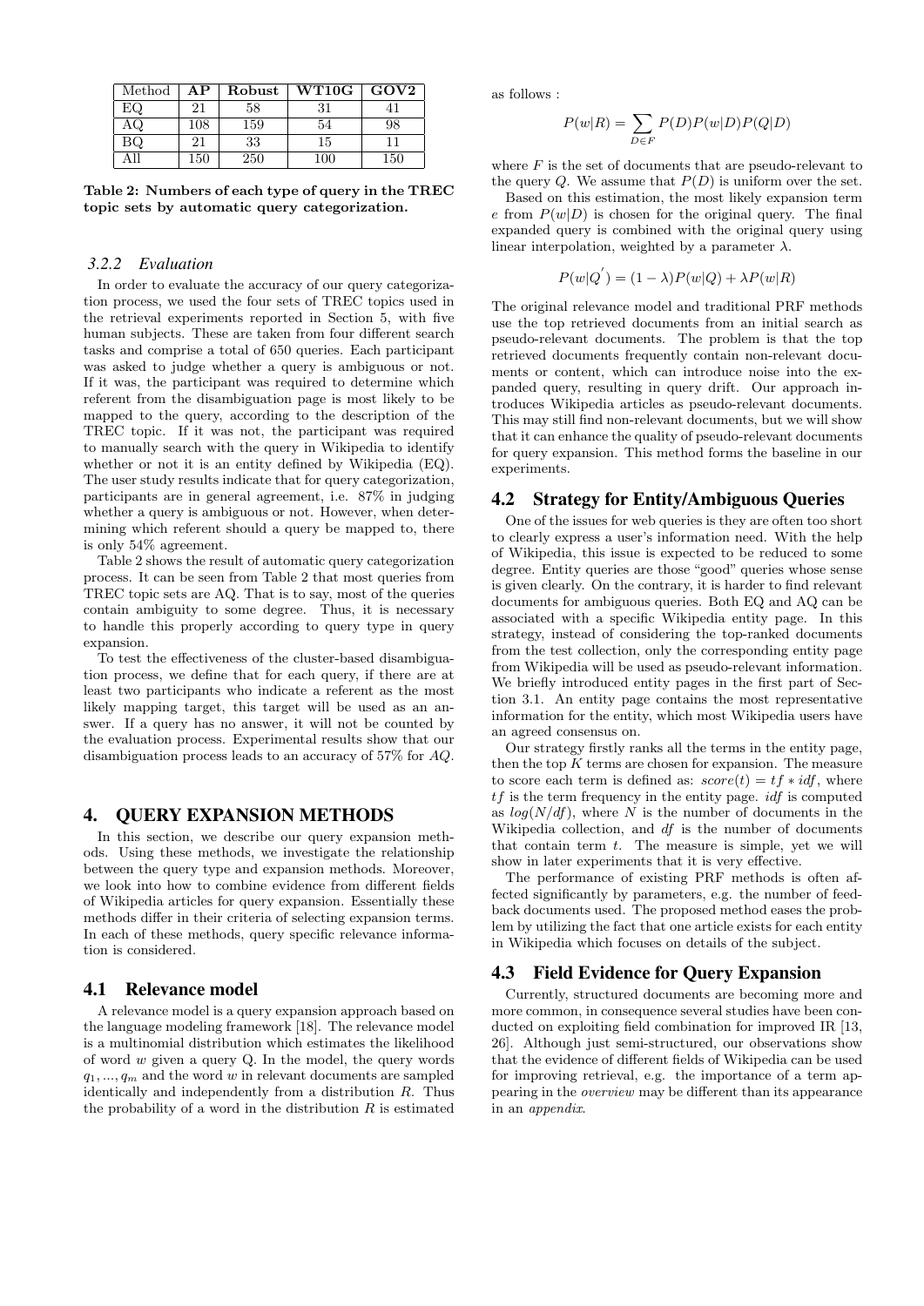| Method | AP | Robust | WT10G | GOV2 |
|---|---|---|---|---|
| EQ | 21 | 58 | 31 | 41 |
| AQ | 108 | 159 | 54 | 98 |
| BQ | 21 | 33 | 15 | 11 |
| All | 150 | 250 | 100 | 150 |

**Table 2: Numbers of each type of query in the TREC topic sets by automatic query categorization.**

### 3.2.2 Evaluation

In order to evaluate the accuracy of our query categorization process, we used the four sets of TREC topics used in the retrieval experiments reported in Section 5, with five human subjects. These are taken from four different search tasks and comprise a total of 650 queries. Each participant was asked to judge whether a query is ambiguous or not. If it was, the participant was required to determine which referent from the disambiguation page is most likely to be mapped to the query, according to the description of the TREC topic. If it was not, the participant was required to manually search with the query in Wikipedia to identify whether or not it is an entity defined by Wikipedia (EQ). The user study results indicate that for query categorization, participants are in general agreement, i.e. 87% in judging whether a query is ambiguous or not. However, when determining which referent should a query be mapped to, there is only 54% agreement.

Table 2 shows the result of automatic query categorization process. It can be seen from Table 2 that most queries from TREC topic sets are AQ. That is to say, most of the queries contain ambiguity to some degree. Thus, it is necessary to handle this properly according to query type in query expansion.

To test the effectiveness of the cluster-based disambiguation process, we define that for each query, if there are at least two participants who indicate a referent as the most likely mapping target, this target will be used as an answer. If a query has no answer, it will not be counted by the evaluation process. Experimental results show that our disambiguation process leads to an accuracy of 57% for *AQ*.

## 4. QUERY EXPANSION METHODS

In this section, we describe our query expansion methods. Using these methods, we investigate the relationship between the query type and expansion methods. Moreover, we look into how to combine evidence from different fields of Wikipedia articles for query expansion. Essentially these methods differ in their criteria of selecting expansion terms. In each of these methods, query specific relevance information is considered.

### 4.1 Relevance model

A relevance model is a query expansion approach based on the language modeling framework [18]. The relevance model is a multinomial distribution which estimates the likelihood of word $w$ given a query Q. In the model, the query words $q_1, ..., q_m$ and the word $w$ in relevant documents are sampled identically and independently from a distribution $R$. Thus the probability of a word in the distribution $R$ is estimated as follows :

$$P(w|R) = \sum_{D \in F} P(D)P(w|D)P(Q|D)$$

where $F$ is the set of documents that are pseudo-relevant to the query $Q$. We assume that $P(D)$ is uniform over the set.

Based on this estimation, the most likely expansion term $e$ from $P(w|D)$ is chosen for the original query. The final expanded query is combined with the original query using linear interpolation, weighted by a parameter $\lambda$.

$$P(w|Q^{'}) = (1 - \lambda)P(w|Q) + \lambda P(w|R)$$

The original relevance model and traditional PRF methods use the top retrieved documents from an initial search as pseudo-relevant documents. The problem is that the top retrieved documents frequently contain non-relevant documents or content, which can introduce noise into the expanded query, resulting in query drift. Our approach introduces Wikipedia articles as pseudo-relevant documents. This may still find non-relevant documents, but we will show that it can enhance the quality of pseudo-relevant documents for query expansion. This method forms the baseline in our experiments.

### 4.2 Strategy for Entity/Ambiguous Queries

One of the issues for web queries is they are often too short to clearly express a user's information need. With the help of Wikipedia, this issue is expected to be reduced to some degree. Entity queries are those "good" queries whose sense is given clearly. On the contrary, it is harder to find relevant documents for ambiguous queries. Both EQ and AQ can be associated with a specific Wikipedia entity page. In this strategy, instead of considering the top-ranked documents from the test collection, only the corresponding entity page from Wikipedia will be used as pseudo-relevant information. We briefly introduced entity pages in the first part of Section 3.1. An entity page contains the most representative information for the entity, which most Wikipedia users have an agreed consensus on.

Our strategy firstly ranks all the terms in the entity page, then the top $K$ terms are chosen for expansion. The measure to score each term is defined as: $score(t) = tf * idf$, where $tf$ is the term frequency in the entity page. $idf$ is computed as $log(N/df)$, where $N$ is the number of documents in the Wikipedia collection, and $df$ is the number of documents that contain term $t$. The measure is simple, yet we will show in later experiments that it is very effective.

The performance of existing PRF methods is often affected significantly by parameters, e.g. the number of feedback documents used. The proposed method eases the problem by utilizing the fact that one article exists for each entity in Wikipedia which focuses on details of the subject.

### 4.3 Field Evidence for Query Expansion

Currently, structured documents are becoming more and more common, in consequence several studies have been conducted on exploiting field combination for improved IR [13, 26]. Although just semi-structured, our observations show that the evidence of different fields of Wikipedia can be used for improving retrieval, e.g. the importance of a term appearing in the *overview* may be different than its appearance in an *appendix*.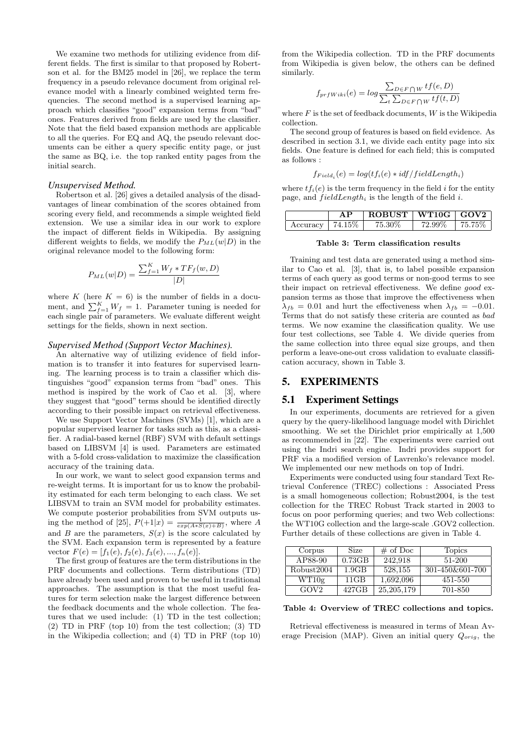We examine two methods for utilizing evidence from different fields. The first is similar to that proposed by Robertson et al. for the BM25 model in [26], we replace the term frequency in a pseudo relevance document from original relevance model with a linearly combined weighted term frequencies. The second method is a supervised learning approach which classifies "good" expansion terms from "bad" ones. Features derived from fields are used by the classifier. Note that the field based expansion methods are applicable to all the queries. For EQ and AQ, the pseudo relevant documents can be either a query specific entity page, or just the same as BQ, i.e. the top ranked entity pages from the initial search.

#### *Unsupervised Method.*

Robertson et al. [26] gives a detailed analysis of the disadvantages of linear combination of the scores obtained from scoring every field, and recommends a simple weighted field extension. We use a similar idea in our work to explore the impact of different fields in Wikipedia. By assigning different weights to fields, we modify the $P_{ML}(w|D)$ in the original relevance model to the following form:

$$P_{ML}(w|D) = \frac{\sum_{f=1}^{K} W_f * TF_f(w, D)}{|D|}$$

where $K$ (here $K = 6$) is the number of fields in a document, and $\sum_{f=1}^{K} W_f = 1$. Parameter tuning is needed for each single pair of parameters. We evaluate different weight settings for the fields, shown in next section.

#### *Supervised Method (Support Vector Machines).*

An alternative way of utilizing evidence of field information is to transfer it into features for supervised learning. The learning process is to train a classifier which distinguishes "good" expansion terms from "bad" ones. This method is inspired by the work of Cao et al. [3], where they suggest that "good" terms should be identified directly according to their possible impact on retrieval effectiveness.

We use Support Vector Machines (SVMs) [1], which are a popular supervised learner for tasks such as this, as a classifier. A radial-based kernel (RBF) SVM with default settings based on LIBSVM [4] is used. Parameters are estimated with a 5-fold cross-validation to maximize the classification accuracy of the training data.

In our work, we want to select good expansion terms and re-weight terms. It is important for us to know the probability estimated for each term belonging to each class. We set LIBSVM to train an SVM model for probability estimates. We compute posterior probabilities from SVM outputs using the method of [25], $P(+1|x) = \frac{1}{exp(A*S(x)+B)}$, where $A$ and $B$ are the parameters, $S(x)$ is the score calculated by the SVM. Each expansion term is represented by a feature vector $F(e) = [f_1(e), f_2(e), f_3(e), ..., f_n(e)]$.

The first group of features are the term distributions in the PRF documents and collections. Term distributions (TD) have already been used and proven to be useful in traditional approaches. The assumption is that the most useful features for term selection make the largest difference between the feedback documents and the whole collection. The features that we used include: (1) TD in the test collection; (2) TD in PRF (top 10) from the test collection; (3) TD in the Wikipedia collection; and (4) TD in PRF (top 10) from the Wikipedia collection. TD in the PRF documents from Wikipedia is given below, the others can be defined similarly.

$$f_{prfWiki}(e) = log \frac{\sum_{D \in F \bigcap W} tf(e, D)}{\sum_t \sum_{D \in F \bigcap W} tf(t, D)}$$

where $F$ is the set of feedback documents, $W$ is the Wikipedia collection.

The second group of features is based on field evidence. As described in section 3.1, we divide each entity page into six fields. One feature is defined for each field; this is computed as follows :

$$f_{Field_i}(e) = log(tf_i(e) * idf/fieldLength_i)$$

where $tf_i(e)$ is the term frequency in the field $i$ for the entity page, and $fieldLength_i$ is the length of the field $i$.

| | **AP** | **ROBUST** | **WT10G** | **GOV2** |
|---|---|---|---|---|
| Accuracy | 74.15% | 75.30% | 72.99% | 75.75% |

**Table 3: Term classification results**

Training and test data are generated using a method similar to Cao et al. [3], that is, to label possible expansion terms of each query as good terms or non-good terms to see their impact on retrieval effectiveness. We define *good* expansion terms as those that improve the effectiveness when $\lambda_{fb} = 0.01$ and hurt the effectiveness when $\lambda_{fb} = -0.01$. Terms that do not satisfy these criteria are counted as *bad* terms. We now examine the classification quality. We use four test collections, see Table 4. We divide queries from the same collection into three equal size groups, and then perform a leave-one-out cross validation to evaluate classification accuracy, shown in Table 3.

## 5. EXPERIMENTS

### 5.1 Experiment Settings

In our experiments, documents are retrieved for a given query by the query-likelihood language model with Dirichlet smoothing. We set the Dirichlet prior empirically at 1,500 as recommended in [22]. The experiments were carried out using the Indri search engine. Indri provides support for PRF via a modified version of Lavrenko's relevance model. We implemented our new methods on top of Indri.

Experiments were conducted using four standard Text Retrieval Conference (TREC) collections : Associated Press is a small homogeneous collection; Robust2004, is the test collection for the TREC Robust Track started in 2003 to focus on poor performing queries; and two Web collections: the WT10G collection and the large-scale .GOV2 collection. Further details of these collections are given in Table 4.

| Corpus | Size | # of Doc | Topics |
|---|---|---|---|
| AP88-90 | 0.73GB | 242,918 | 51-200 |
| Robust2004 | 1.9GB | 528,155 | 301-450&601-700 |
| WT10g | 11GB | 1,692,096 | 451-550 |
| GOV2 | 427GB | 25,205,179 | 701-850 |

**Table 4: Overview of TREC collections and topics.**

Retrieval effectiveness is measured in terms of Mean Average Precision (MAP). Given an initial query $Q_{orig}$, the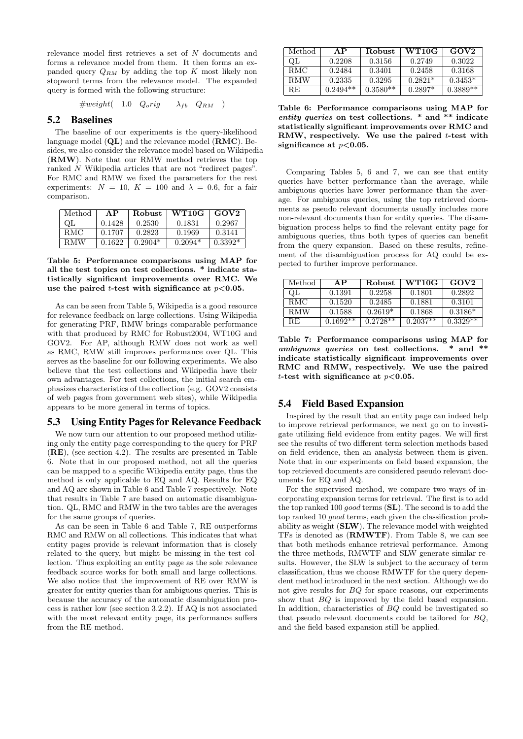relevance model first retrieves a set of $N$ documents and forms a relevance model from them. It then forms an expanded query $Q_{RM}$ by adding the top $K$ most likely non stopword terms from the relevance model. The expanded query is formed with the following structure:

$$\#weight( \quad 1.0 \quad Q_orig \quad \lambda_{fb} \quad Q_{RM} \quad )$$

## 5.2 Baselines

The baseline of our experiments is the query-likelihood language model (**QL**) and the relevance model (**RMC**). Besides, we also consider the relevance model based on Wikipedia (**RMW**). Note that our RMW method retrieves the top ranked $N$ Wikipedia articles that are not "redirect pages". For RMC and RMW we fixed the parameters for the rest experiments: $N = 10$, $K = 100$ and $\lambda = 0.6$, for a fair comparison.

| Method | AP | Robust | WT10G | GOV2 |
|---|---|---|---|---|
| QL | 0.1428 | 0.2530 | 0.1831 | 0.2967 |
| RMC | 0.1707 | 0.2823 | 0.1969 | 0.3141 |
| RMW | 0.1622 | 0.2904* | 0.2094* | 0.3392* |

**Table 5: Performance comparisons using MAP for all the test topics on test collections. * indicate statistically significant improvements over RMC. We use the paired $t$-test with significance at $p$<0.05.**

As can be seen from Table 5, Wikipedia is a good resource for relevance feedback on large collections. Using Wikipedia for generating PRF, RMW brings comparable performance with that produced by RMC for Robust2004, WT10G and GOV2. For AP, although RMW does not work as well as RMC, RMW still improves performance over QL. This serves as the baseline for our following experiments. We also believe that the test collections and Wikipedia have their own advantages. For test collections, the initial search emphasizes characteristics of the collection (e.g. GOV2 consists of web pages from government web sites), while Wikipedia appears to be more general in terms of topics.

## 5.3 Using Entity Pages for Relevance Feedback

We now turn our attention to our proposed method utilizing only the entity page corresponding to the query for PRF (**RE**), (see section 4.2). The results are presented in Table 6. Note that in our proposed method, not all the queries can be mapped to a specific Wikipedia entity page, thus the method is only applicable to EQ and AQ. Results for EQ and AQ are shown in Table 6 and Table 7 respectively. Note that results in Table 7 are based on automatic disambiguation. QL, RMC and RMW in the two tables are the averages for the same groups of queries.

As can be seen in Table 6 and Table 7, RE outperforms RMC and RMW on all collections. This indicates that what entity pages provide is relevant information that is closely related to the query, but might be missing in the test collection. Thus exploiting an entity page as the sole relevance feedback source works for both small and large collections. We also notice that the improvement of RE over RMW is greater for entity queries than for ambiguous queries. This is because the accuracy of the automatic disambiguation process is rather low (see section 3.2.2). If AQ is not associated with the most relevant entity page, its performance suffers from the RE method.

| Method | AP | Robust | WT10G | GOV2 |
|---|---|---|---|---|
| QL | 0.2208 | 0.3156 | 0.2749 | 0.3022 |
| RMC | 0.2484 | 0.3401 | 0.2458 | 0.3168 |
| RMW | 0.2335 | 0.3295 | 0.2821* | 0.3453* |
| RE | 0.2494** | 0.3580** | 0.2897* | 0.3889** |

**Table 6: Performance comparisons using MAP for *entity queries* on test collections. * and ** indicate statistically significant improvements over RMC and RMW, respectively. We use the paired $t$-test with significance at $p$<0.05.**

Comparing Tables 5, 6 and 7, we can see that entity queries have better performance than the average, while ambiguous queries have lower performance than the average. For ambiguous queries, using the top retrieved documents as pseudo relevant documents usually includes more non-relevant documents than for entity queries. The disambiguation process helps to find the relevant entity page for ambiguous queries, thus both types of queries can benefit from the query expansion. Based on these results, refinement of the disambiguation process for AQ could be expected to further improve performance.

| Method | AP | Robust | WT10G | GOV2 |
|---|---|---|---|---|
| QL | 0.1391 | 0.2258 | 0.1801 | 0.2892 |
| RMC | 0.1520 | 0.2485 | 0.1881 | 0.3101 |
| RMW | 0.1588 | 0.2619* | 0.1868 | 0.3186* |
| RE | 0.1692** | 0.2728** | 0.2037** | 0.3329** |

**Table 7: Performance comparisons using MAP for *ambiguous queries* on test collections. * and ** indicate statistically significant improvements over RMC and RMW, respectively. We use the paired $t$-test with significance at $p$<0.05.**

## 5.4 Field Based Expansion

Inspired by the result that an entity page can indeed help to improve retrieval performance, we next go on to investigate utilizing field evidence from entity pages. We will first see the results of two different term selection methods based on field evidence, then an analysis between them is given. Note that in our experiments on field based expansion, the top retrieved documents are considered pseudo relevant documents for EQ and AQ.

For the supervised method, we compare two ways of incorporating expansion terms for retrieval. The first is to add the top ranked 100 *good* terms (**SL**). The second is to add the top ranked 10 *good* terms, each given the classification probability as weight (**SLW**). The relevance model with weighted TFs is denoted as (**RMWTF**). From Table 8, we can see that both methods enhance retrieval performance. Among the three methods, RMWTF and SLW generate similar results. However, the SLW is subject to the accuracy of term classification, thus we choose RMWTF for the query dependent method introduced in the next section. Although we do not give results for *BQ* for space reasons, our experiments show that *BQ* is improved by the field based expansion. In addition, characteristics of *BQ* could be investigated so that pseudo relevant documents could be tailored for *BQ*, and the field based expansion still be applied.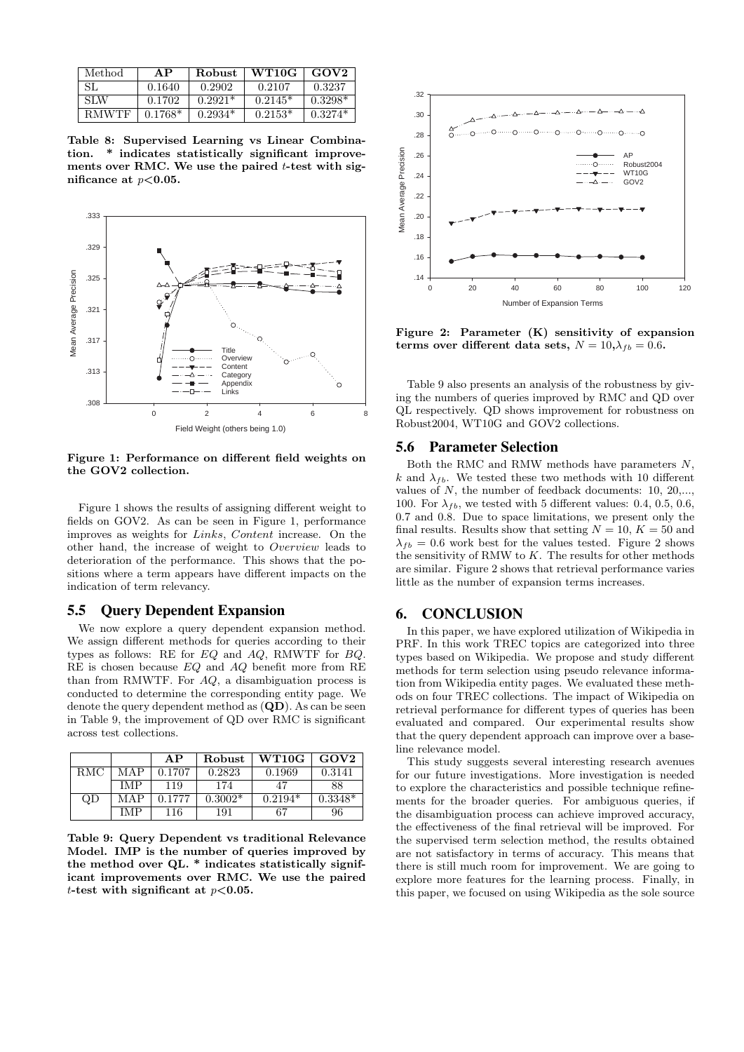| Method | AP | Robust | WT10G | GOV2 |
|---|---|---|---|---|
| SL | 0.1640 | 0.2902 | 0.2107 | 0.3237 |
| SLW | 0.1702 | 0.2921* | 0.2145* | 0.3298* |
| RMWTF | 0.1768* | 0.2934* | 0.2153* | 0.3274* |

**Table 8: Supervised Learning vs Linear Combination. * indicates statistically significant improvements over RMC. We use the paired $t$-test with significance at $p<0.05$.**

**Figure 1: Performance on different field weights on the GOV2 collection.**

Figure 1 shows the results of assigning different weight to fields on GOV2. As can be seen in Figure 1, performance improves as weights for *Links*, *Content* increase. On the other hand, the increase of weight to *Overview* leads to deterioration of the performance. This shows that the positions where a term appears have different impacts on the indication of term relevancy.

## 5.5 Query Dependent Expansion

We now explore a query dependent expansion method. We assign different methods for queries according to their types as follows: RE for *EQ* and *AQ*, RMWTF for *BQ*. RE is chosen because *EQ* and *AQ* benefit more from RE than from RMWTF. For *AQ*, a disambiguation process is conducted to determine the corresponding entity page. We denote the query dependent method as (**QD**). As can be seen in Table 9, the improvement of QD over RMC is significant across test collections.

| | | AP | Robust | WT10G | GOV2 |
|---|---|---|---|---|---|
| RMC | MAP | 0.1707 | 0.2823 | 0.1969 | 0.3141 |
| | IMP | 119 | 174 | 47 | 88 |
| QD | MAP | 0.1777 | 0.3002* | 0.2194* | 0.3348* |
| | IMP | 116 | 191 | 67 | 96 |

**Table 9: Query Dependent vs traditional Relevance Model. IMP is the number of queries improved by the method over QL. * indicates statistically significant improvements over RMC. We use the paired $t$-test with significant at $p<0.05$.**

**Figure 2: Parameter (K) sensitivity of expansion terms over different data sets, $N = 10$,$\lambda_{fb} = 0.6$.**

Table 9 also presents an analysis of the robustness by giving the numbers of queries improved by RMC and QD over QL respectively. QD shows improvement for robustness on Robust2004, WT10G and GOV2 collections.

## 5.6 Parameter Selection

Both the RMC and RMW methods have parameters $N$, $k$ and $\lambda_{fb}$. We tested these two methods with 10 different values of $N$, the number of feedback documents: 10, 20,..., 100. For $\lambda_{fb}$, we tested with 5 different values: 0.4, 0.5, 0.6, 0.7 and 0.8. Due to space limitations, we present only the final results. Results show that setting $N = 10$, $K = 50$ and $\lambda_{fb} = 0.6$ work best for the values tested. Figure 2 shows the sensitivity of RMW to $K$. The results for other methods are similar. Figure 2 shows that retrieval performance varies little as the number of expansion terms increases.

# 6. CONCLUSION

In this paper, we have explored utilization of Wikipedia in PRF. In this work TREC topics are categorized into three types based on Wikipedia. We propose and study different methods for term selection using pseudo relevance information from Wikipedia entity pages. We evaluated these methods on four TREC collections. The impact of Wikipedia on retrieval performance for different types of queries has been evaluated and compared. Our experimental results show that the query dependent approach can improve over a baseline relevance model.

This study suggests several interesting research avenues for our future investigations. More investigation is needed to explore the characteristics and possible technique refinements for the broader queries. For ambiguous queries, if the disambiguation process can achieve improved accuracy, the effectiveness of the final retrieval will be improved. For the supervised term selection method, the results obtained are not satisfactory in terms of accuracy. This means that there is still much room for improvement. We are going to explore more features for the learning process. Finally, in this paper, we focused on using Wikipedia as the sole source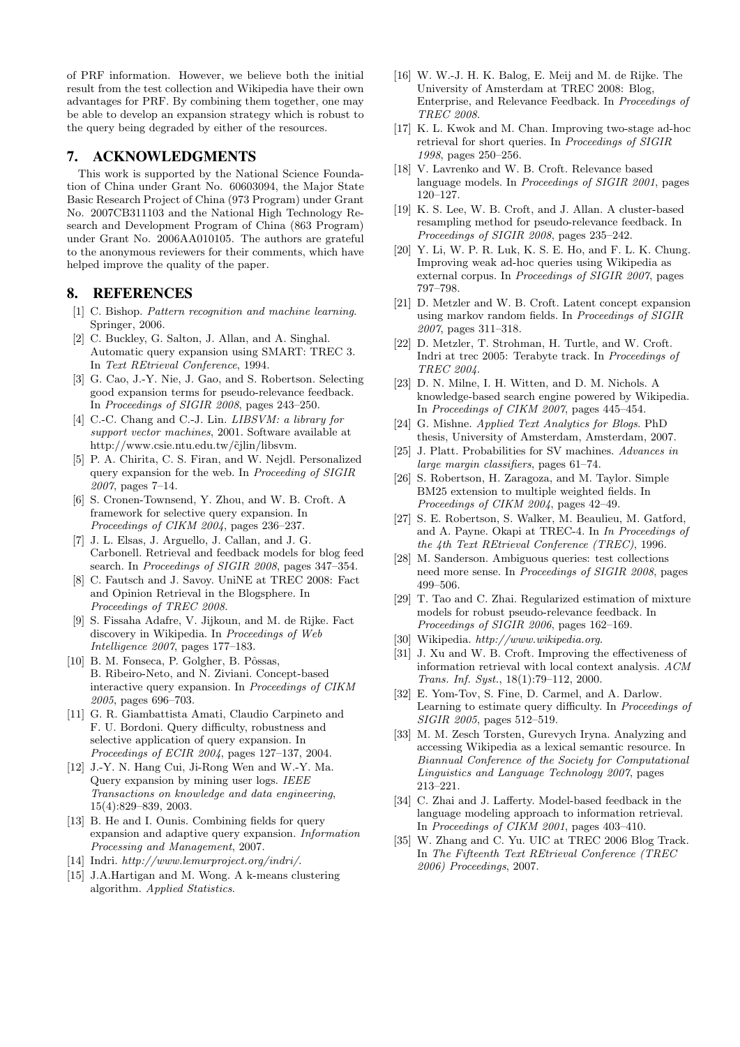of PRF information. However, we believe both the initial result from the test collection and Wikipedia have their own advantages for PRF. By combining them together, one may be able to develop an expansion strategy which is robust to the query being degraded by either of the resources.

## 7. ACKNOWLEDGMENTS

This work is supported by the National Science Foundation of China under Grant No. 60603094, the Major State Basic Research Project of China (973 Program) under Grant No. 2007CB311103 and the National High Technology Research and Development Program of China (863 Program) under Grant No. 2006AA010105. The authors are grateful to the anonymous reviewers for their comments, which have helped improve the quality of the paper.

## 8. REFERENCES

[1] C. Bishop. *Pattern recognition and machine learning*. Springer, 2006.

[2] C. Buckley, G. Salton, J. Allan, and A. Singhal. Automatic query expansion using SMART: TREC 3. In *Text REtrieval Conference*, 1994.

[3] G. Cao, J.-Y. Nie, J. Gao, and S. Robertson. Selecting good expansion terms for pseudo-relevance feedback. In *Proceedings of SIGIR 2008*, pages 243–250.

[4] C.-C. Chang and C.-J. Lin. *LIBSVM: a library for support vector machines*, 2001. Software available at http://www.csie.ntu.edu.tw/c̃jlin/libsvm.

[5] P. A. Chirita, C. S. Firan, and W. Nejdl. Personalized query expansion for the web. In *Proceeding of SIGIR 2007*, pages 7–14.

[6] S. Cronen-Townsend, Y. Zhou, and W. B. Croft. A framework for selective query expansion. In *Proceedings of CIKM 2004*, pages 236–237.

[7] J. L. Elsas, J. Arguello, J. Callan, and J. G. Carbonell. Retrieval and feedback models for blog feed search. In *Proceedings of SIGIR 2008*, pages 347–354.

[8] C. Fautsch and J. Savoy. UniNE at TREC 2008: Fact and Opinion Retrieval in the Blogsphere. In *Proceedings of TREC 2008.*

[9] S. Fissaha Adafre, V. Jijkoun, and M. de Rijke. Fact discovery in Wikipedia. In *Proceedings of Web Intelligence 2007*, pages 177–183.

[10] B. M. Fonseca, P. Golgher, B. Pôssas, B. Ribeiro-Neto, and N. Ziviani. Concept-based interactive query expansion. In *Proceedings of CIKM 2005*, pages 696–703.

[11] G. R. Giambattista Amati, Claudio Carpineto and F. U. Bordoni. Query difficulty, robustness and selective application of query expansion. In *Proceedings of ECIR 2004*, pages 127–137, 2004.

[12] J.-Y. N. Hang Cui, Ji-Rong Wen and W.-Y. Ma. Query expansion by mining user logs. *IEEE Transactions on knowledge and data engineering*, 15(4):829–839, 2003.

[13] B. He and I. Ounis. Combining fields for query expansion and adaptive query expansion. *Information Processing and Management*, 2007.

[14] Indri. *http://www.lemurproject.org/indri/*.

[15] J.A.Hartigan and M. Wong. A k-means clustering algorithm. *Applied Statistics*.

[16] W. W.-J. H. K. Balog, E. Meij and M. de Rijke. The University of Amsterdam at TREC 2008: Blog, Enterprise, and Relevance Feedback. In *Proceedings of TREC 2008*.

[17] K. L. Kwok and M. Chan. Improving two-stage ad-hoc retrieval for short queries. In *Proceedings of SIGIR 1998*, pages 250–256.

[18] V. Lavrenko and W. B. Croft. Relevance based language models. In *Proceedings of SIGIR 2001*, pages 120–127.

[19] K. S. Lee, W. B. Croft, and J. Allan. A cluster-based resampling method for pseudo-relevance feedback. In *Proceedings of SIGIR 2008*, pages 235–242.

[20] Y. Li, W. P. R. Luk, K. S. E. Ho, and F. L. K. Chung. Improving weak ad-hoc queries using Wikipedia as external corpus. In *Proceedings of SIGIR 2007*, pages 797–798.

[21] D. Metzler and W. B. Croft. Latent concept expansion using markov random fields. In *Proceedings of SIGIR 2007*, pages 311–318.

[22] D. Metzler, T. Strohman, H. Turtle, and W. Croft. Indri at trec 2005: Terabyte track. In *Proceedings of TREC 2004*.

[23] D. N. Milne, I. H. Witten, and D. M. Nichols. A knowledge-based search engine powered by Wikipedia. In *Proceedings of CIKM 2007*, pages 445–454.

[24] G. Mishne. *Applied Text Analytics for Blogs*. PhD thesis, University of Amsterdam, Amsterdam, 2007.

[25] J. Platt. Probabilities for SV machines. *Advances in large margin classifiers*, pages 61–74.

[26] S. Robertson, H. Zaragoza, and M. Taylor. Simple BM25 extension to multiple weighted fields. In *Proceedings of CIKM 2004*, pages 42–49.

[27] S. E. Robertson, S. Walker, M. Beaulieu, M. Gatford, and A. Payne. Okapi at TREC-4. In *In Proceedings of the 4th Text REtrieval Conference (TREC)*, 1996.

[28] M. Sanderson. Ambiguous queries: test collections need more sense. In *Proceedings of SIGIR 2008*, pages 499–506.

[29] T. Tao and C. Zhai. Regularized estimation of mixture models for robust pseudo-relevance feedback. In *Proceedings of SIGIR 2006*, pages 162–169.

[30] Wikipedia. *http://www.wikipedia.org*.

[31] J. Xu and W. B. Croft. Improving the effectiveness of information retrieval with local context analysis. *ACM Trans. Inf. Syst.*, 18(1):79–112, 2000.

[32] E. Yom-Tov, S. Fine, D. Carmel, and A. Darlow. Learning to estimate query difficulty. In *Proceedings of SIGIR 2005*, pages 512–519.

[33] M. M. Zesch Torsten, Gurevych Iryna. Analyzing and accessing Wikipedia as a lexical semantic resource. In *Biannual Conference of the Society for Computational Linguistics and Language Technology 2007*, pages 213–221.

[34] C. Zhai and J. Lafferty. Model-based feedback in the language modeling approach to information retrieval. In *Proceedings of CIKM 2001*, pages 403–410.

[35] W. Zhang and C. Yu. UIC at TREC 2006 Blog Track. In *The Fifteenth Text REtrieval Conference (TREC 2006) Proceedings*, 2007.